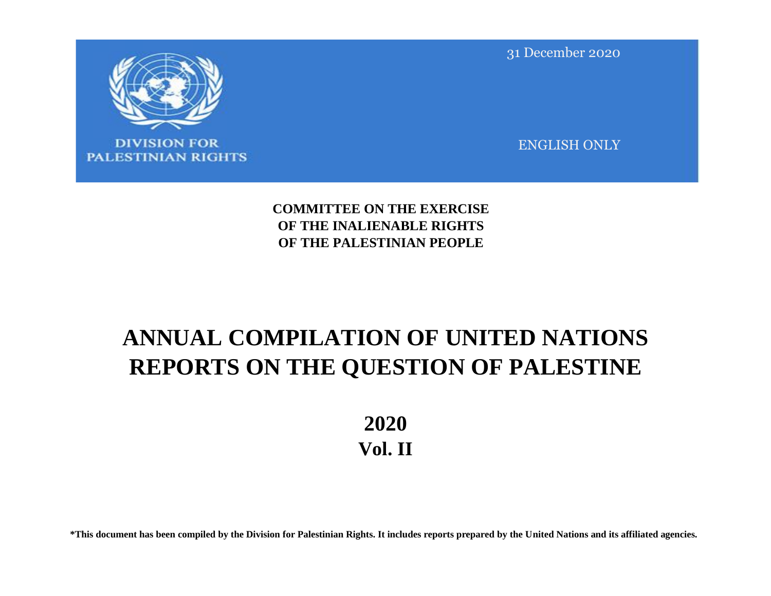DIVISION FOR PALESTINIAN RIGHTS

31 December 2020

ENGLISH ONLY

**COMMITTEE ON THE EXERCISE OF THE INALIENABLE RIGHTS OF THE PALESTINIAN PEOPLE**

# ANNUAL COMPILATION OF UNITED NATIONS REPORTS ON THE QUESTION OF PALESTINE

## 2020
## Vol. II

***This document has been compiled by the Division for Palestinian Rights. It includes reports prepared by the United Nations and its affiliated agencies.**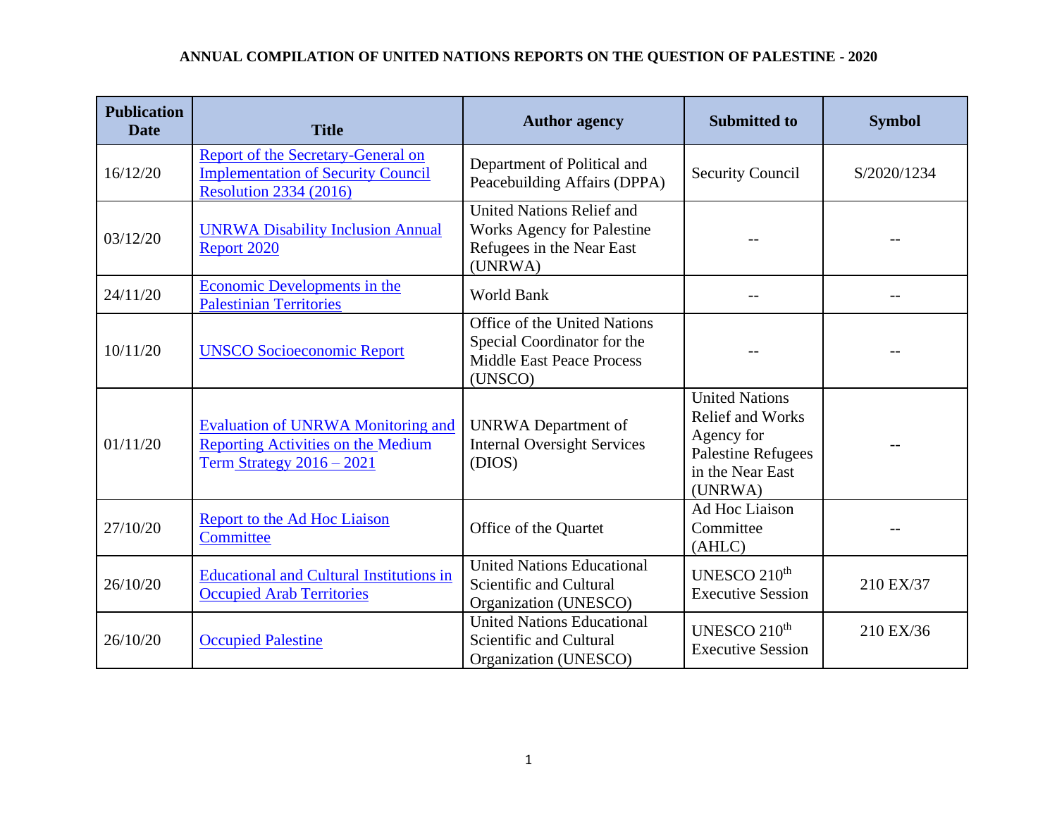**ANNUAL COMPILATION OF UNITED NATIONS REPORTS ON THE QUESTION OF PALESTINE - 2020**

| Publication Date | Title | Author agency | Submitted to | Symbol |
|---|---|---|---|---|
| 16/12/20 | Report of the Secretary-General on Implementation of Security Council Resolution 2334 (2016) | Department of Political and Peacebuilding Affairs (DPPA) | Security Council | S/2020/1234 |
| 03/12/20 | UNRWA Disability Inclusion Annual Report 2020 | United Nations Relief and Works Agency for Palestine Refugees in the Near East (UNRWA) | -- | -- |
| 24/11/20 | Economic Developments in the Palestinian Territories | World Bank | -- | -- |
| 10/11/20 | UNSCO Socioeconomic Report | Office of the United Nations Special Coordinator for the Middle East Peace Process (UNSCO) | -- | -- |
| 01/11/20 | Evaluation of UNRWA Monitoring and Reporting Activities on the Medium Term Strategy 2016 – 2021 | UNRWA Department of Internal Oversight Services (DIOS) | United Nations Relief and Works Agency for Palestine Refugees in the Near East (UNRWA) | -- |
| 27/10/20 | Report to the Ad Hoc Liaison Committee | Office of the Quartet | Ad Hoc Liaison Committee (AHLC) | -- |
| 26/10/20 | Educational and Cultural Institutions in Occupied Arab Territories | United Nations Educational Scientific and Cultural Organization (UNESCO) | UNESCO 210th Executive Session | 210 EX/37 |
| 26/10/20 | Occupied Palestine | United Nations Educational Scientific and Cultural Organization (UNESCO) | UNESCO 210th Executive Session | 210 EX/36 |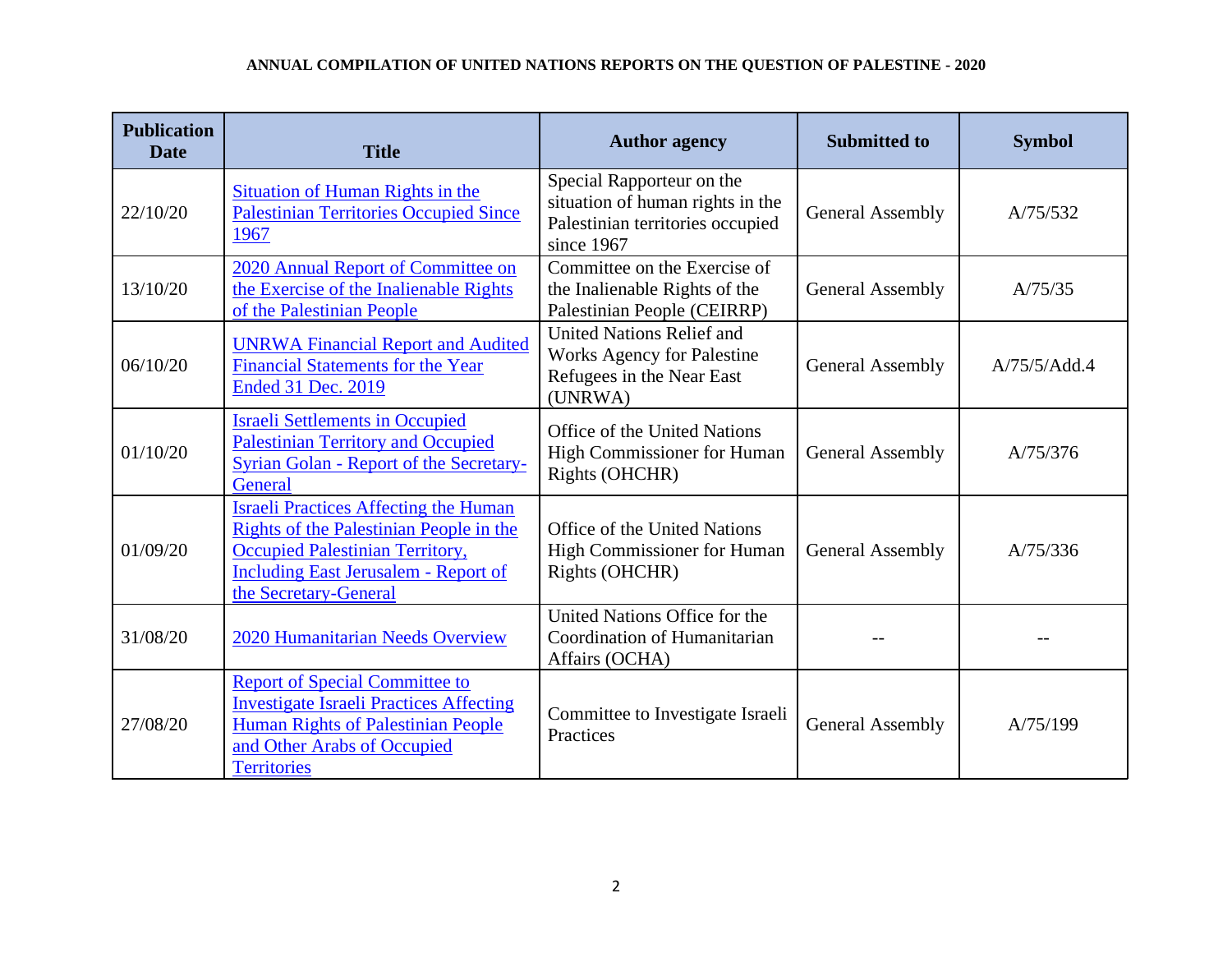**ANNUAL COMPILATION OF UNITED NATIONS REPORTS ON THE QUESTION OF PALESTINE - 2020**

| Publication Date | Title | Author agency | Submitted to | Symbol |
|---|---|---|---|---|
| 22/10/20 | Situation of Human Rights in the Palestinian Territories Occupied Since 1967 | Special Rapporteur on the situation of human rights in the Palestinian territories occupied since 1967 | General Assembly | A/75/532 |
| 13/10/20 | 2020 Annual Report of Committee on the Exercise of the Inalienable Rights of the Palestinian People | Committee on the Exercise of the Inalienable Rights of the Palestinian People (CEIRPP) | General Assembly | A/75/35 |
| 06/10/20 | UNRWA Financial Report and Audited Financial Statements for the Year Ended 31 Dec. 2019 | United Nations Relief and Works Agency for Palestine Refugees in the Near East (UNRWA) | General Assembly | A/75/5/Add.4 |
| 01/10/20 | Israeli Settlements in Occupied Palestinian Territory and Occupied Syrian Golan - Report of the Secretary-General | Office of the United Nations High Commissioner for Human Rights (OHCHR) | General Assembly | A/75/376 |
| 01/09/20 | Israeli Practices Affecting the Human Rights of the Palestinian People in the Occupied Palestinian Territory, Including East Jerusalem - Report of the Secretary-General | Office of the United Nations High Commissioner for Human Rights (OHCHR) | General Assembly | A/75/336 |
| 31/08/20 | 2020 Humanitarian Needs Overview | United Nations Office for the Coordination of Humanitarian Affairs (OCHA) | -- | -- |
| 27/08/20 | Report of Special Committee to Investigate Israeli Practices Affecting Human Rights of Palestinian People and Other Arabs of Occupied Territories | Committee to Investigate Israeli Practices | General Assembly | A/75/199 |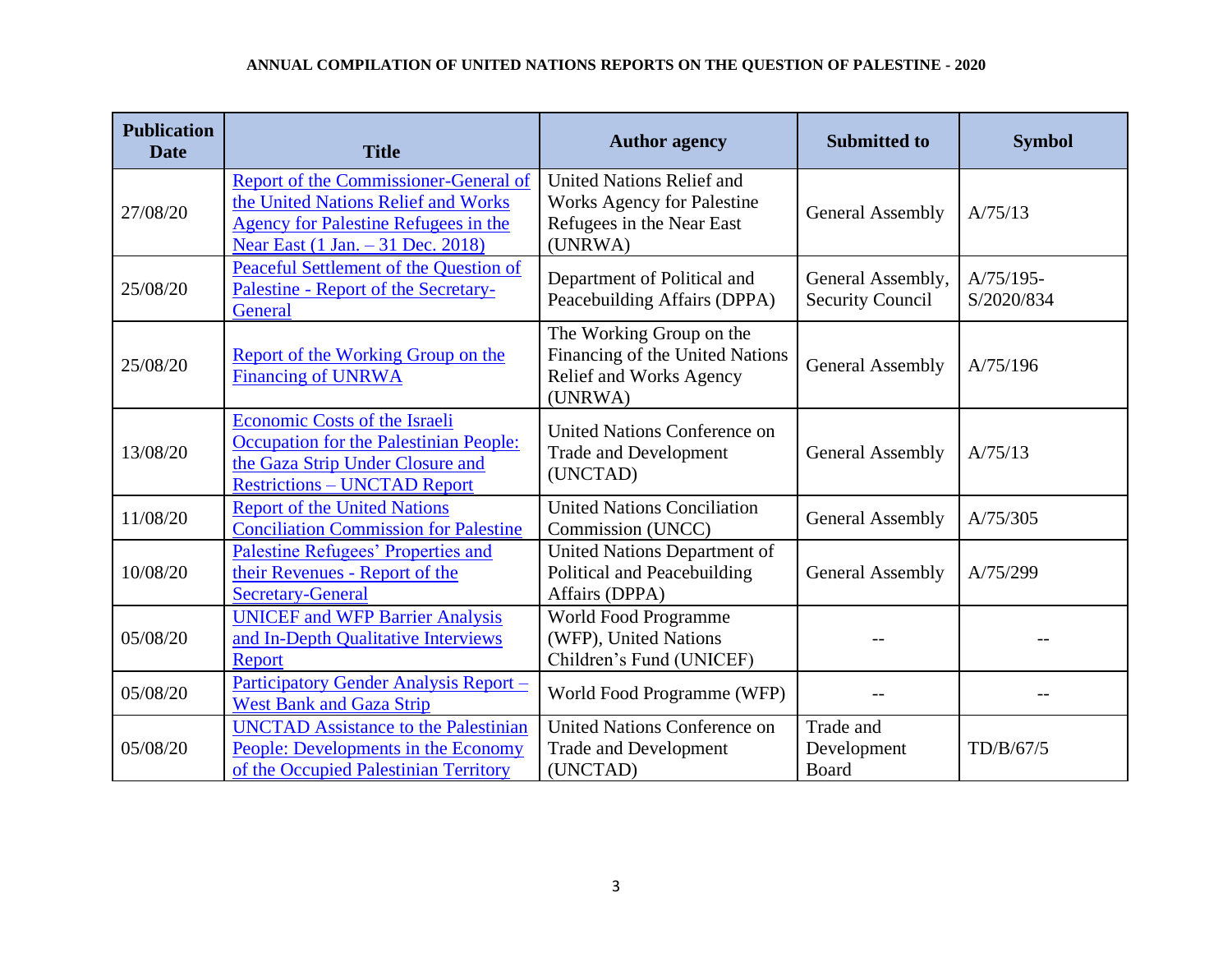**ANNUAL COMPILATION OF UNITED NATIONS REPORTS ON THE QUESTION OF PALESTINE - 2020**

| Publication Date | Title | Author agency | Submitted to | Symbol |
|---|---|---|---|---|
| 27/08/20 | Report of the Commissioner-General of the United Nations Relief and Works Agency for Palestine Refugees in the Near East (1 Jan. – 31 Dec. 2018) | United Nations Relief and Works Agency for Palestine Refugees in the Near East (UNRWA) | General Assembly | A/75/13 |
| 25/08/20 | Peaceful Settlement of the Question of Palestine - Report of the Secretary-General | Department of Political and Peacebuilding Affairs (DPPA) | General Assembly, Security Council | A/75/195-S/2020/834 |
| 25/08/20 | Report of the Working Group on the Financing of UNRWA | The Working Group on the Financing of the United Nations Relief and Works Agency (UNRWA) | General Assembly | A/75/196 |
| 13/08/20 | Economic Costs of the Israeli Occupation for the Palestinian People: the Gaza Strip Under Closure and Restrictions – UNCTAD Report | United Nations Conference on Trade and Development (UNCTAD) | General Assembly | A/75/13 |
| 11/08/20 | Report of the United Nations Conciliation Commission for Palestine | United Nations Conciliation Commission (UNCC) | General Assembly | A/75/305 |
| 10/08/20 | Palestine Refugees' Properties and their Revenues - Report of the Secretary-General | United Nations Department of Political and Peacebuilding Affairs (DPPA) | General Assembly | A/75/299 |
| 05/08/20 | UNICEF and WFP Barrier Analysis and In-Depth Qualitative Interviews Report | World Food Programme (WFP), United Nations Children's Fund (UNICEF) | -- | -- |
| 05/08/20 | Participatory Gender Analysis Report – West Bank and Gaza Strip | World Food Programme (WFP) | -- | -- |
| 05/08/20 | UNCTAD Assistance to the Palestinian People: Developments in the Economy of the Occupied Palestinian Territory | United Nations Conference on Trade and Development (UNCTAD) | Trade and Development Board | TD/B/67/5 |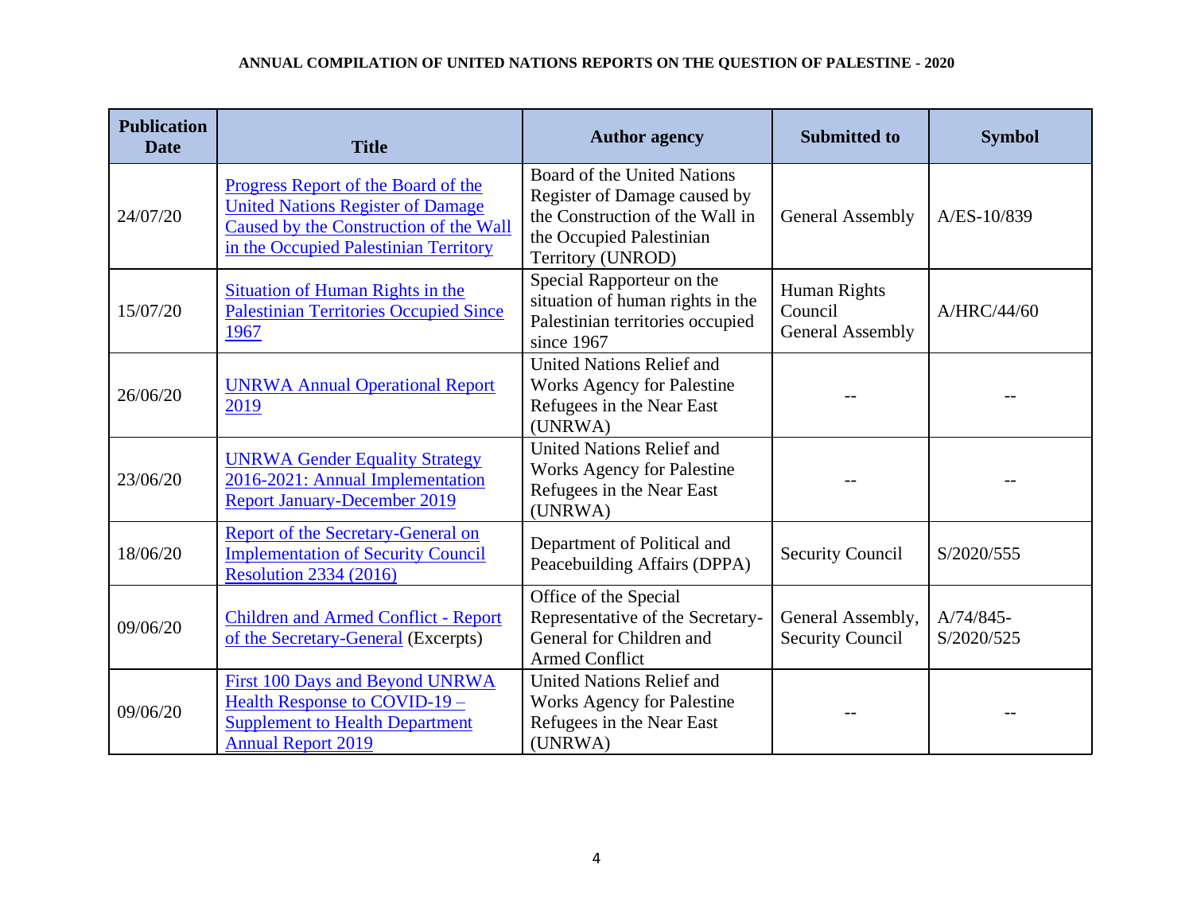| Publication Date | Title | Author agency | Submitted to | Symbol |
|---|---|---|---|---|
| 24/07/20 | Progress Report of the Board of the United Nations Register of Damage Caused by the Construction of the Wall in the Occupied Palestinian Territory | Board of the United Nations Register of Damage caused by the Construction of the Wall in the Occupied Palestinian Territory (UNROD) | General Assembly | A/ES-10/839 |
| 15/07/20 | Situation of Human Rights in the Palestinian Territories Occupied Since 1967 | Special Rapporteur on the situation of human rights in the Palestinian territories occupied since 1967 | Human Rights Council General Assembly | A/HRC/44/60 |
| 26/06/20 | UNRWA Annual Operational Report 2019 | United Nations Relief and Works Agency for Palestine Refugees in the Near East (UNRWA) | -- | -- |
| 23/06/20 | UNRWA Gender Equality Strategy 2016-2021: Annual Implementation Report January-December 2019 | United Nations Relief and Works Agency for Palestine Refugees in the Near East (UNRWA) | -- | -- |
| 18/06/20 | Report of the Secretary-General on Implementation of Security Council Resolution 2334 (2016) | Department of Political and Peacebuilding Affairs (DPPA) | Security Council | S/2020/555 |
| 09/06/20 | Children and Armed Conflict - Report of the Secretary-General (Excerpts) | Office of the Special Representative of the Secretary-General for Children and Armed Conflict | General Assembly, Security Council | A/74/845-S/2020/525 |
| 09/06/20 | First 100 Days and Beyond UNRWA Health Response to COVID-19 – Supplement to Health Department Annual Report 2019 | United Nations Relief and Works Agency for Palestine Refugees in the Near East (UNRWA) | -- | -- |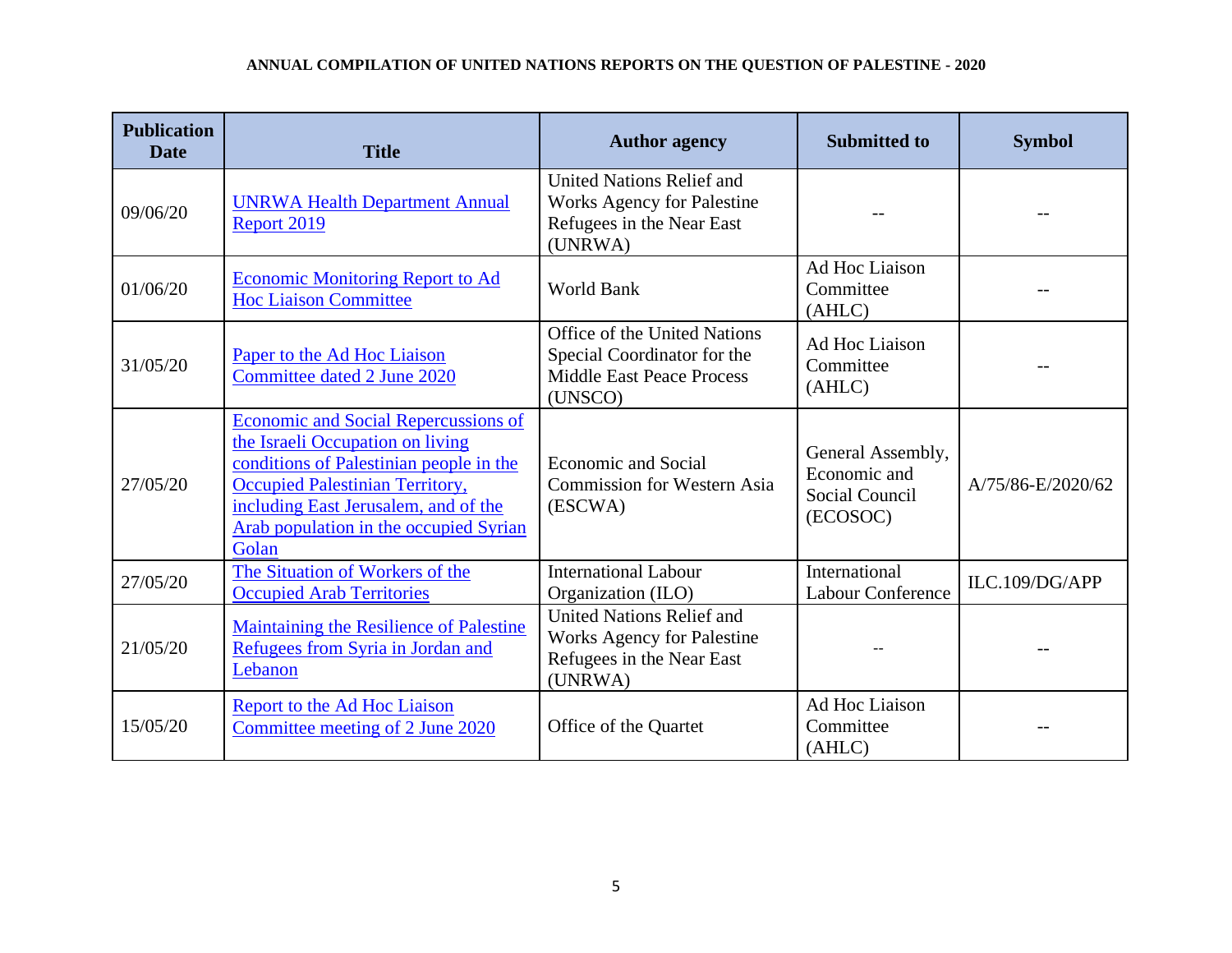**ANNUAL COMPILATION OF UNITED NATIONS REPORTS ON THE QUESTION OF PALESTINE - 2020**

| Publication Date | Title | Author agency | Submitted to | Symbol |
|---|---|---|---|---|
| 09/06/20 | UNRWA Health Department Annual Report 2019 | United Nations Relief and Works Agency for Palestine Refugees in the Near East (UNRWA) | -- | -- |
| 01/06/20 | Economic Monitoring Report to Ad Hoc Liaison Committee | World Bank | Ad Hoc Liaison Committee (AHLC) | -- |
| 31/05/20 | Paper to the Ad Hoc Liaison Committee dated 2 June 2020 | Office of the United Nations Special Coordinator for the Middle East Peace Process (UNSCO) | Ad Hoc Liaison Committee (AHLC) | -- |
| 27/05/20 | Economic and Social Repercussions of the Israeli Occupation on living conditions of Palestinian people in the Occupied Palestinian Territory, including East Jerusalem, and of the Arab population in the occupied Syrian Golan | Economic and Social Commission for Western Asia (ESCWA) | General Assembly, Economic and Social Council (ECOSOC) | A/75/86-E/2020/62 |
| 27/05/20 | The Situation of Workers of the Occupied Arab Territories | International Labour Organization (ILO) | International Labour Conference | ILC.109/DG/APP |
| 21/05/20 | Maintaining the Resilience of Palestine Refugees from Syria in Jordan and Lebanon | United Nations Relief and Works Agency for Palestine Refugees in the Near East (UNRWA) | -- | -- |
| 15/05/20 | Report to the Ad Hoc Liaison Committee meeting of 2 June 2020 | Office of the Quartet | Ad Hoc Liaison Committee (AHLC) | -- |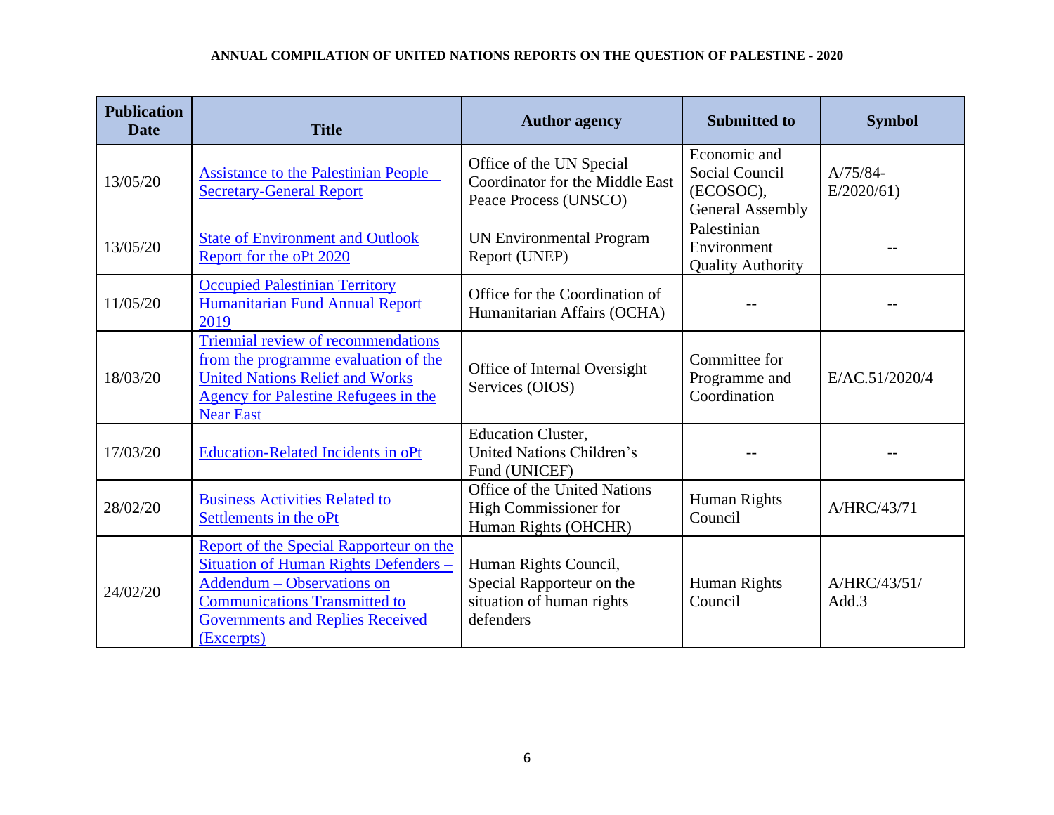**ANNUAL COMPILATION OF UNITED NATIONS REPORTS ON THE QUESTION OF PALESTINE - 2020**

| Publication Date | Title | Author agency | Submitted to | Symbol |
|---|---|---|---|---|
| 13/05/20 | Assistance to the Palestinian People – Secretary-General Report | Office of the UN Special Coordinator for the Middle East Peace Process (UNSCO) | Economic and Social Council (ECOSOC), General Assembly | A/75/84-E/2020/61) |
| 13/05/20 | State of Environment and Outlook Report for the oPt 2020 | UN Environmental Program Report (UNEP) | Palestinian Environment Quality Authority | -- |
| 11/05/20 | Occupied Palestinian Territory Humanitarian Fund Annual Report 2019 | Office for the Coordination of Humanitarian Affairs (OCHA) | -- | -- |
| 18/03/20 | Triennial review of recommendations from the programme evaluation of the United Nations Relief and Works Agency for Palestine Refugees in the Near East | Office of Internal Oversight Services (OIOS) | Committee for Programme and Coordination | E/AC.51/2020/4 |
| 17/03/20 | Education-Related Incidents in oPt | Education Cluster, United Nations Children's Fund (UNICEF) | -- | -- |
| 28/02/20 | Business Activities Related to Settlements in the oPt | Office of the United Nations High Commissioner for Human Rights (OHCHR) | Human Rights Council | A/HRC/43/71 |
| 24/02/20 | Report of the Special Rapporteur on the Situation of Human Rights Defenders – Addendum – Observations on Communications Transmitted to Governments and Replies Received (Excerpts) | Human Rights Council, Special Rapporteur on the situation of human rights defenders | Human Rights Council | A/HRC/43/51/ Add.3 |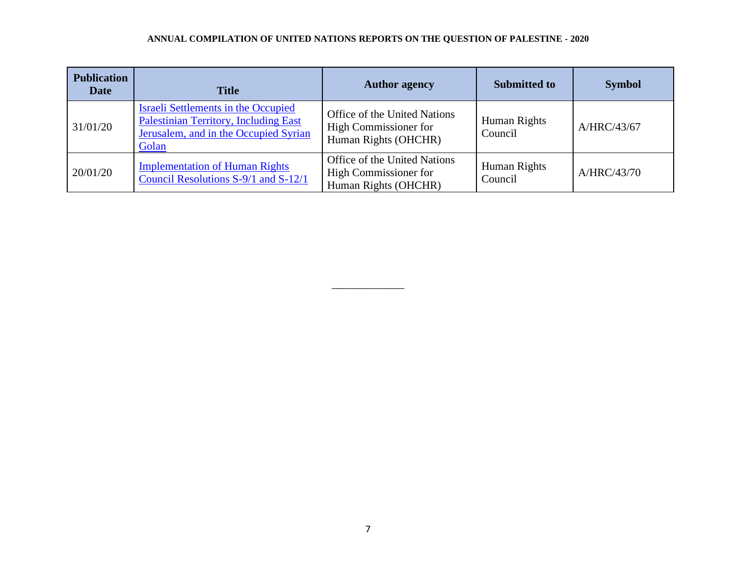| Publication Date | Title | Author agency | Submitted to | Symbol |
|---|---|---|---|---|
| 31/01/20 | Israeli Settlements in the Occupied Palestinian Territory, Including East Jerusalem, and in the Occupied Syrian Golan | Office of the United Nations High Commissioner for Human Rights (OHCHR) | Human Rights Council | A/HRC/43/67 |
| 20/01/20 | Implementation of Human Rights Council Resolutions S-9/1 and S-12/1 | Office of the United Nations High Commissioner for Human Rights (OHCHR) | Human Rights Council | A/HRC/43/70 |